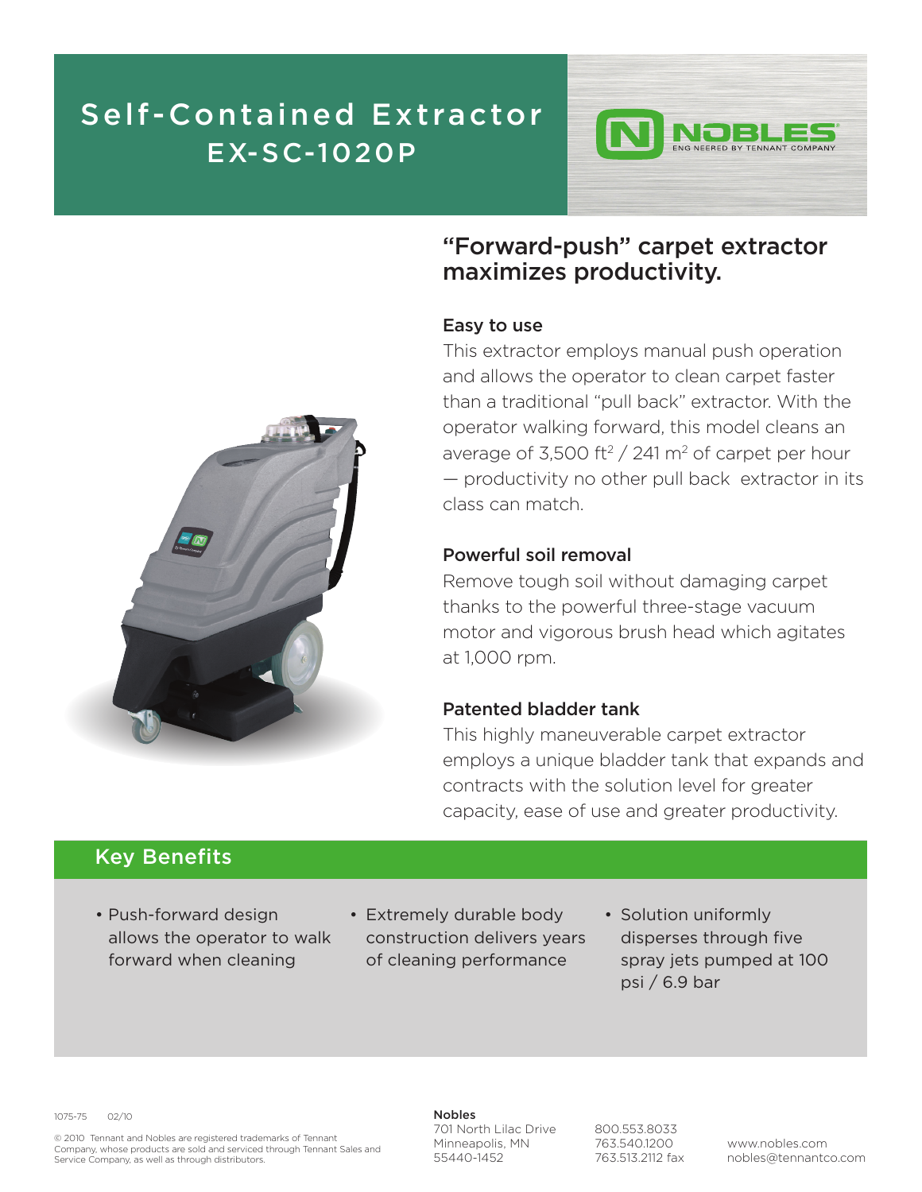# Self-Contained Extractor
## EX-SC-1020P

NOBLES
ENGINEERED BY TENNANT COMPANY

## "Forward-push" carpet extractor maximizes productivity.

### Easy to use

This extractor employs manual push operation and allows the operator to clean carpet faster than a traditional "pull back" extractor. With the operator walking forward, this model cleans an average of 3,500 $ft^2$ / 241 $m^2$ of carpet per hour — productivity no other pull back extractor in its class can match.

### Powerful soil removal

Remove tough soil without damaging carpet thanks to the powerful three-stage vacuum motor and vigorous brush head which agitates at 1,000 rpm.

### Patented bladder tank

This highly maneuverable carpet extractor employs a unique bladder tank that expands and contracts with the solution level for greater capacity, ease of use and greater productivity.

## Key Benefits

- Push-forward design allows the operator to walk forward when cleaning
- Extremely durable body construction delivers years of cleaning performance
- Solution uniformly disperses through five spray jets pumped at 100 psi / 6.9 bar

1075-75 02/10

© 2010 Tennant and Nobles are registered trademarks of Tennant Company, whose products are sold and serviced through Tennant Sales and Service Company, as well as through distributors.

**Nobles**
701 North Lilac Drive
Minneapolis, MN
55440-1452

800.553.8033
763.540.1200
763.513.2112 fax

www.nobles.com
nobles@tennantco.com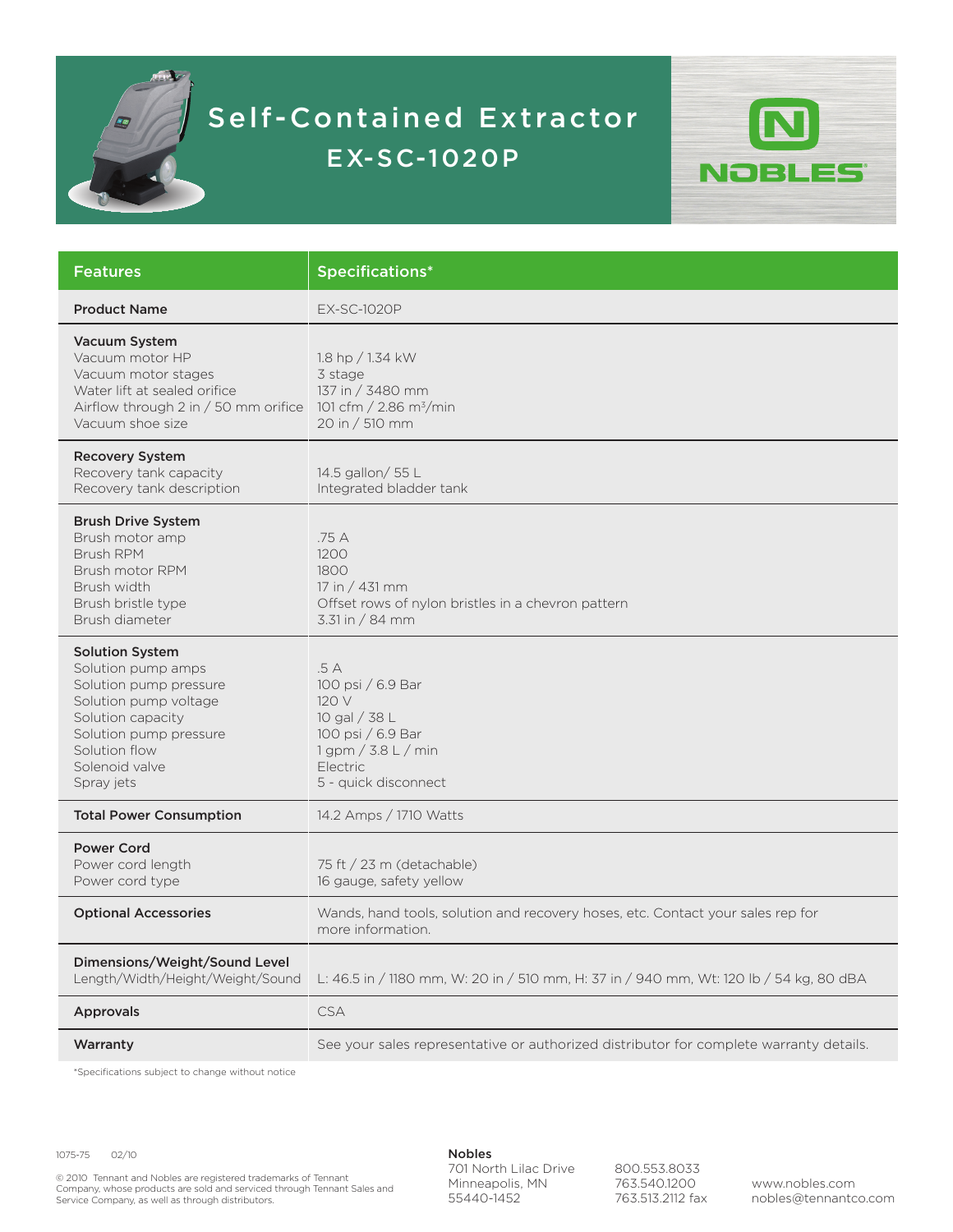# Self-Contained Extractor

## EX-SC-1020P

NOBLES

| Features | Specifications* |
|---|---|
| **Product Name** | EX-SC-1020P |
| **Vacuum System**<br>Vacuum motor HP<br>Vacuum motor stages<br>Water lift at sealed orifice<br>Airflow through 2 in / 50 mm orifice<br>Vacuum shoe size | <br>1.8 hp / 1.34 kW<br>3 stage<br>137 in / 3480 mm<br>101 cfm / 2.86 m³/min<br>20 in / 510 mm |
| **Recovery System**<br>Recovery tank capacity<br>Recovery tank description | <br>14.5 gallon/ 55 L<br>Integrated bladder tank |
| **Brush Drive System**<br>Brush motor amp<br>Brush RPM<br>Brush motor RPM<br>Brush width<br>Brush bristle type<br>Brush diameter | <br>.75 A<br>1200<br>1800<br>17 in / 431 mm<br>Offset rows of nylon bristles in a chevron pattern<br>3.31 in / 84 mm |
| **Solution System**<br>Solution pump amps<br>Solution pump pressure<br>Solution pump voltage<br>Solution capacity<br>Solution pump pressure<br>Solution flow<br>Solenoid valve<br>Spray jets | <br>.5 A<br>100 psi / 6.9 Bar<br>120 V<br>10 gal / 38 L<br>100 psi / 6.9 Bar<br>1 gpm / 3.8 L / min<br>Electric<br>5 - quick disconnect |
| **Total Power Consumption** | 14.2 Amps / 1710 Watts |
| **Power Cord**<br>Power cord length<br>Power cord type | <br>75 ft / 23 m (detachable)<br>16 gauge, safety yellow |
| **Optional Accessories** | Wands, hand tools, solution and recovery hoses, etc. Contact your sales rep for more information. |
| **Dimensions/Weight/Sound Level**<br>Length/Width/Height/Weight/Sound | <br>L: 46.5 in / 1180 mm, W: 20 in / 510 mm, H: 37 in / 940 mm, Wt: 120 lb / 54 kg, 80 dBA |
| **Approvals** | CSA |
| **Warranty** | See your sales representative or authorized distributor for complete warranty details. |

*Specifications subject to change without notice

1075-75 02/10

© 2010 Tennant and Nobles are registered trademarks of Tennant Company, whose products are sold and serviced through Tennant Sales and Service Company, as well as through distributors.

**Nobles**
701 North Lilac Drive
Minneapolis, MN
55440-1452

800.553.8033
763.540.1200
763.513.2112 fax

www.nobles.com
nobles@tennantco.com